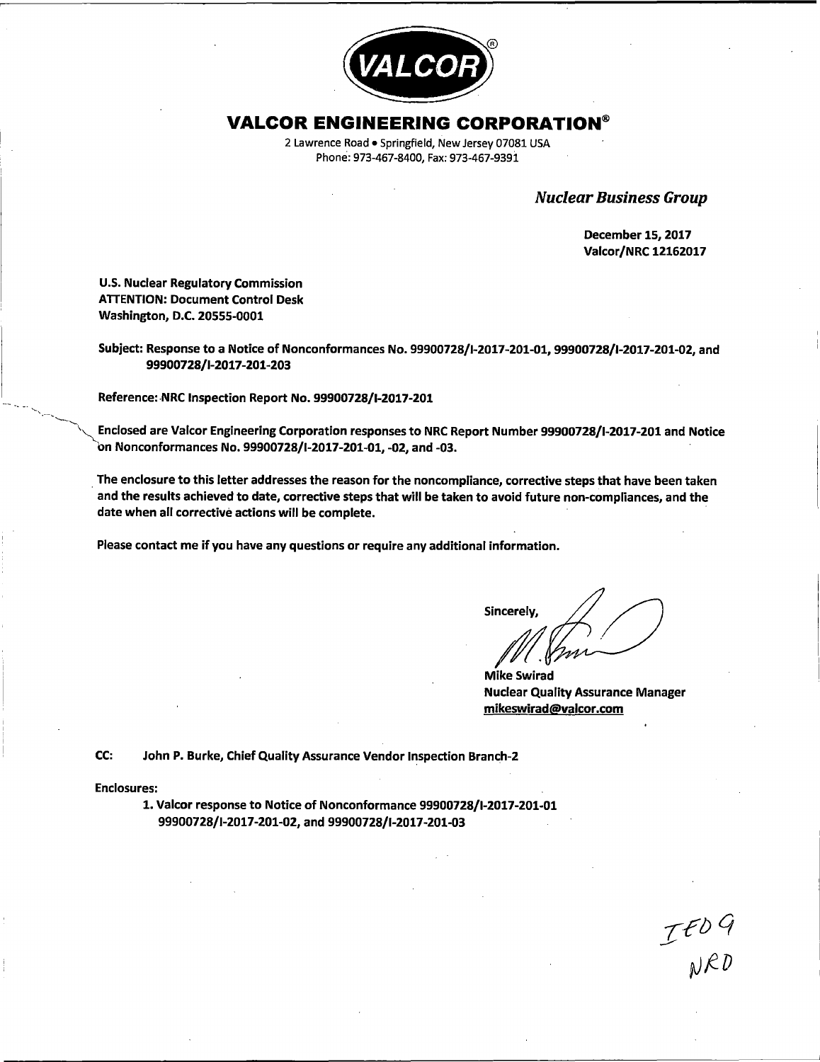VALCOR®

# VALCOR ENGINEERING CORPORATION®

2 Lawrence Road • Springfield, New Jersey 07081 USA
Phone: 973-467-8400, Fax: 973-467-9391

*Nuclear Business Group*

**December 15, 2017**
**Valcor/NRC 12162017**

**U.S. Nuclear Regulatory Commission**
**ATTENTION: Document Control Desk**
**Washington, D.C. 20555-0001**

**Subject: Response to a Notice of Nonconformances No. 99900728/I-2017-201-01, 99900728/I-2017-201-02, and 99900728/I-2017-201-203**

**Reference: NRC Inspection Report No. 99900728/I-2017-201**

**Enclosed are Valcor Engineering Corporation responses to NRC Report Number 99900728/I-2017-201 and Notice on Nonconformances No. 99900728/I-2017-201-01, -02, and -03.**

**The enclosure to this letter addresses the reason for the noncompliance, corrective steps that have been taken and the results achieved to date, corrective steps that will be taken to avoid future non-compliances, and the date when all corrective actions will be complete.**

**Please contact me if you have any questions or require any additional information.**

**Sincerely,**

**Mike Swirad**
**Nuclear Quality Assurance Manager**
**mikeswirad@valcor.com**

**CC: John P. Burke, Chief Quality Assurance Vendor Inspection Branch-2**

**Enclosures:**

1. **Valcor response to Notice of Nonconformance 99900728/I-2017-201-01 99900728/I-2017-201-02, and 99900728/I-2017-201-03**

IE09
NRD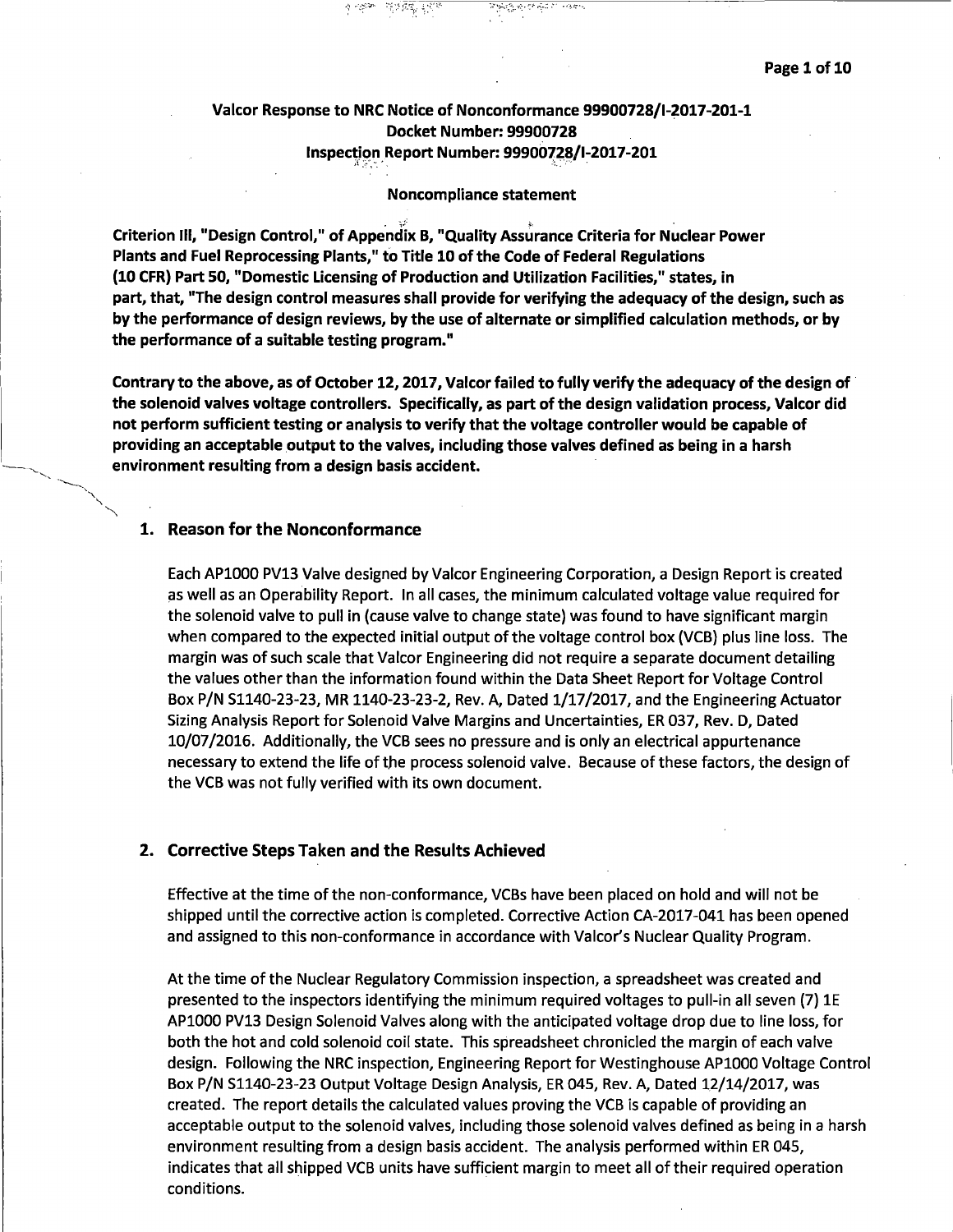**Valcor Response to NRC Notice of Nonconformance 99900728/I-2017-201-1**
**Docket Number: 99900728**
**Inspection Report Number: 99900728/I-2017-201**

**Noncompliance statement**

**Criterion III, "Design Control," of Appendix B, "Quality Assurance Criteria for Nuclear Power Plants and Fuel Reprocessing Plants," to Title 10 of the Code of Federal Regulations (10 CFR) Part 50, "Domestic Licensing of Production and Utilization Facilities," states, in part, that, "The design control measures shall provide for verifying the adequacy of the design, such as by the performance of design reviews, by the use of alternate or simplified calculation methods, or by the performance of a suitable testing program."**

**Contrary to the above, as of October 12, 2017, Valcor failed to fully verify the adequacy of the design of the solenoid valves voltage controllers. Specifically, as part of the design validation process, Valcor did not perform sufficient testing or analysis to verify that the voltage controller would be capable of providing an acceptable output to the valves, including those valves defined as being in a harsh environment resulting from a design basis accident.**

## 1. Reason for the Nonconformance

Each AP1000 PV13 Valve designed by Valcor Engineering Corporation, a Design Report is created as well as an Operability Report. In all cases, the minimum calculated voltage value required for the solenoid valve to pull in (cause valve to change state) was found to have significant margin when compared to the expected initial output of the voltage control box (VCB) plus line loss. The margin was of such scale that Valcor Engineering did not require a separate document detailing the values other than the information found within the Data Sheet Report for Voltage Control Box P/N S1140-23-23, MR 1140-23-23-2, Rev. A, Dated 1/17/2017, and the Engineering Actuator Sizing Analysis Report for Solenoid Valve Margins and Uncertainties, ER 037, Rev. D, Dated 10/07/2016. Additionally, the VCB sees no pressure and is only an electrical appurtenance necessary to extend the life of the process solenoid valve. Because of these factors, the design of the VCB was not fully verified with its own document.

## 2. Corrective Steps Taken and the Results Achieved

Effective at the time of the non-conformance, VCBs have been placed on hold and will not be shipped until the corrective action is completed. Corrective Action CA-2017-041 has been opened and assigned to this non-conformance in accordance with Valcor's Nuclear Quality Program.

At the time of the Nuclear Regulatory Commission inspection, a spreadsheet was created and presented to the inspectors identifying the minimum required voltages to pull-in all seven (7) 1E AP1000 PV13 Design Solenoid Valves along with the anticipated voltage drop due to line loss, for both the hot and cold solenoid coil state. This spreadsheet chronicled the margin of each valve design. Following the NRC inspection, Engineering Report for Westinghouse AP1000 Voltage Control Box P/N S1140-23-23 Output Voltage Design Analysis, ER 045, Rev. A, Dated 12/14/2017, was created. The report details the calculated values proving the VCB is capable of providing an acceptable output to the solenoid valves, including those solenoid valves defined as being in a harsh environment resulting from a design basis accident. The analysis performed within ER 045, indicates that all shipped VCB units have sufficient margin to meet all of their required operation conditions.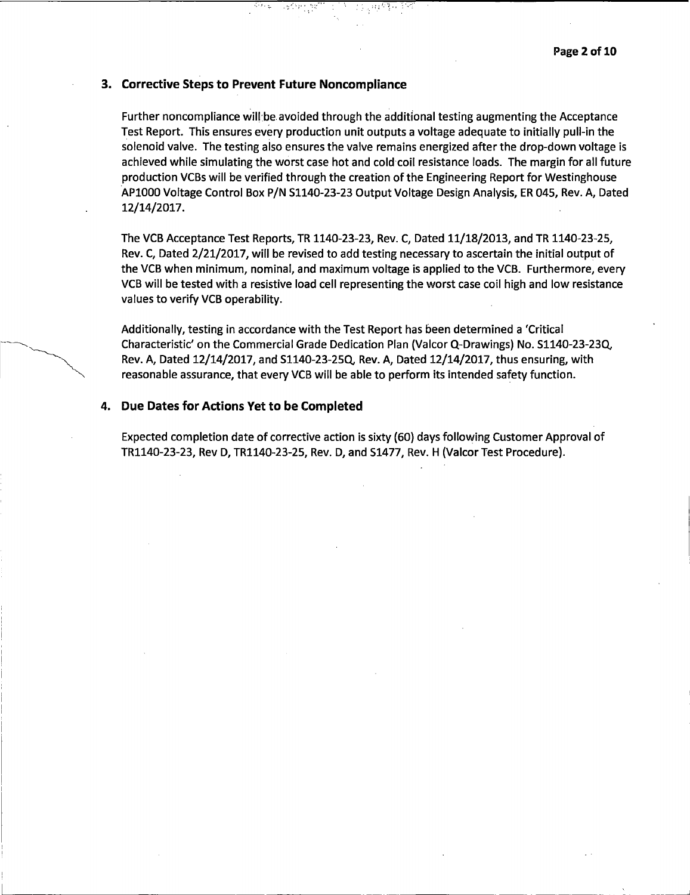### 3. Corrective Steps to Prevent Future Noncompliance

Further noncompliance will be avoided through the additional testing augmenting the Acceptance Test Report. This ensures every production unit outputs a voltage adequate to initially pull-in the solenoid valve. The testing also ensures the valve remains energized after the drop-down voltage is achieved while simulating the worst case hot and cold coil resistance loads. The margin for all future production VCBs will be verified through the creation of the Engineering Report for Westinghouse AP1000 Voltage Control Box P/N S1140-23-23 Output Voltage Design Analysis, ER 045, Rev. A, Dated 12/14/2017.

The VCB Acceptance Test Reports, TR 1140-23-23, Rev. C, Dated 11/18/2013, and TR 1140-23-25, Rev. C, Dated 2/21/2017, will be revised to add testing necessary to ascertain the initial output of the VCB when minimum, nominal, and maximum voltage is applied to the VCB. Furthermore, every VCB will be tested with a resistive load cell representing the worst case coil high and low resistance values to verify VCB operability.

Additionally, testing in accordance with the Test Report has been determined a 'Critical Characteristic' on the Commercial Grade Dedication Plan (Valcor Q-Drawings) No. S1140-23-23Q, Rev. A, Dated 12/14/2017, and S1140-23-25Q, Rev. A, Dated 12/14/2017, thus ensuring, with reasonable assurance, that every VCB will be able to perform its intended safety function.

### 4. Due Dates for Actions Yet to be Completed

Expected completion date of corrective action is sixty (60) days following Customer Approval of TR1140-23-23, Rev D, TR1140-23-25, Rev. D, and S1477, Rev. H (Valcor Test Procedure).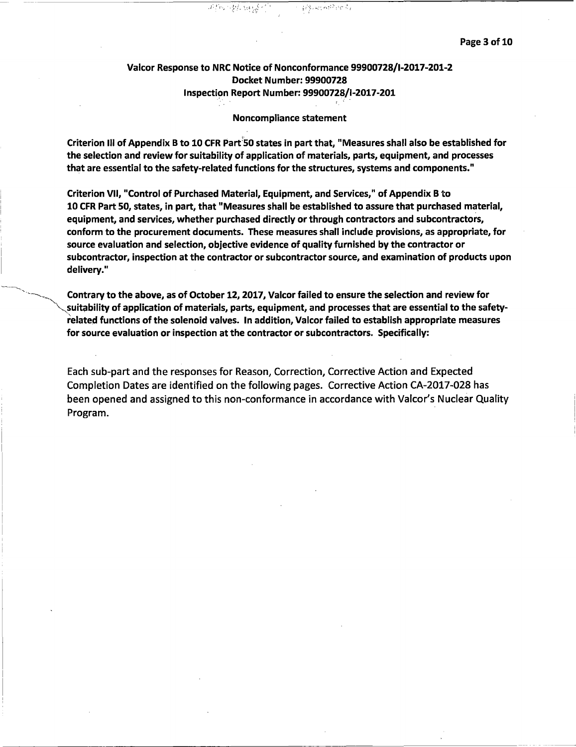**Valcor Response to NRC Notice of Nonconformance 99900728/I-2017-201-2**
**Docket Number: 99900728**
**Inspection Report Number: 99900728/I-2017-201**

**Noncompliance statement**

**Criterion III of Appendix B to 10 CFR Part 50 states in part that, "Measures shall also be established for the selection and review for suitability of application of materials, parts, equipment, and processes that are essential to the safety-related functions for the structures, systems and components."**

**Criterion VII, "Control of Purchased Material, Equipment, and Services," of Appendix B to 10 CFR Part 50, states, in part, that "Measures shall be established to assure that purchased material, equipment, and services, whether purchased directly or through contractors and subcontractors, conform to the procurement documents. These measures shall include provisions, as appropriate, for source evaluation and selection, objective evidence of quality furnished by the contractor or subcontractor, inspection at the contractor or subcontractor source, and examination of products upon delivery."**

**Contrary to the above, as of October 12, 2017, Valcor failed to ensure the selection and review for suitability of application of materials, parts, equipment, and processes that are essential to the safety-related functions of the solenoid valves. In addition, Valcor failed to establish appropriate measures for source evaluation or inspection at the contractor or subcontractors. Specifically:**

Each sub-part and the responses for Reason, Correction, Corrective Action and Expected Completion Dates are identified on the following pages. Corrective Action CA-2017-028 has been opened and assigned to this non-conformance in accordance with Valcor's Nuclear Quality Program.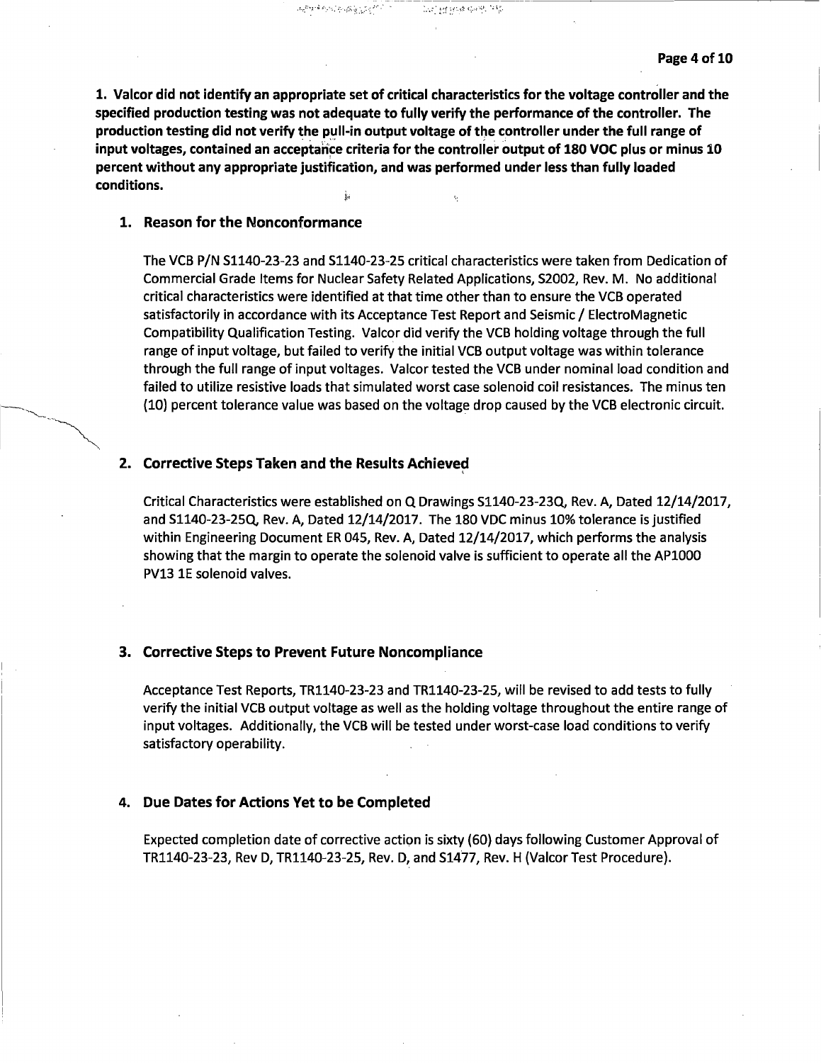**1. Valcor did not identify an appropriate set of critical characteristics for the voltage controller and the specified production testing was not adequate to fully verify the performance of the controller. The production testing did not verify the pull-in output voltage of the controller under the full range of input voltages, contained an acceptance criteria for the controller output of 180 VOC plus or minus 10 percent without any appropriate justification, and was performed under less than fully loaded conditions.**

### 1. Reason for the Nonconformance

The VCB P/N S1140-23-23 and S1140-23-25 critical characteristics were taken from Dedication of Commercial Grade Items for Nuclear Safety Related Applications, S2002, Rev. M. No additional critical characteristics were identified at that time other than to ensure the VCB operated satisfactorily in accordance with its Acceptance Test Report and Seismic / ElectroMagnetic Compatibility Qualification Testing. Valcor did verify the VCB holding voltage through the full range of input voltage, but failed to verify the initial VCB output voltage was within tolerance through the full range of input voltages. Valcor tested the VCB under nominal load condition and failed to utilize resistive loads that simulated worst case solenoid coil resistances. The minus ten (10) percent tolerance value was based on the voltage drop caused by the VCB electronic circuit.

### 2. Corrective Steps Taken and the Results Achieved

Critical Characteristics were established on Q Drawings S1140-23-23Q, Rev. A, Dated 12/14/2017, and S1140-23-25Q, Rev. A, Dated 12/14/2017. The 180 VDC minus 10% tolerance is justified within Engineering Document ER 045, Rev. A, Dated 12/14/2017, which performs the analysis showing that the margin to operate the solenoid valve is sufficient to operate all the AP1000 PV13 1E solenoid valves.

### 3. Corrective Steps to Prevent Future Noncompliance

Acceptance Test Reports, TR1140-23-23 and TR1140-23-25, will be revised to add tests to fully verify the initial VCB output voltage as well as the holding voltage throughout the entire range of input voltages. Additionally, the VCB will be tested under worst-case load conditions to verify satisfactory operability.

### 4. Due Dates for Actions Yet to be Completed

Expected completion date of corrective action is sixty (60) days following Customer Approval of TR1140-23-23, Rev D, TR1140-23-25, Rev. D, and S1477, Rev. H (Valcor Test Procedure).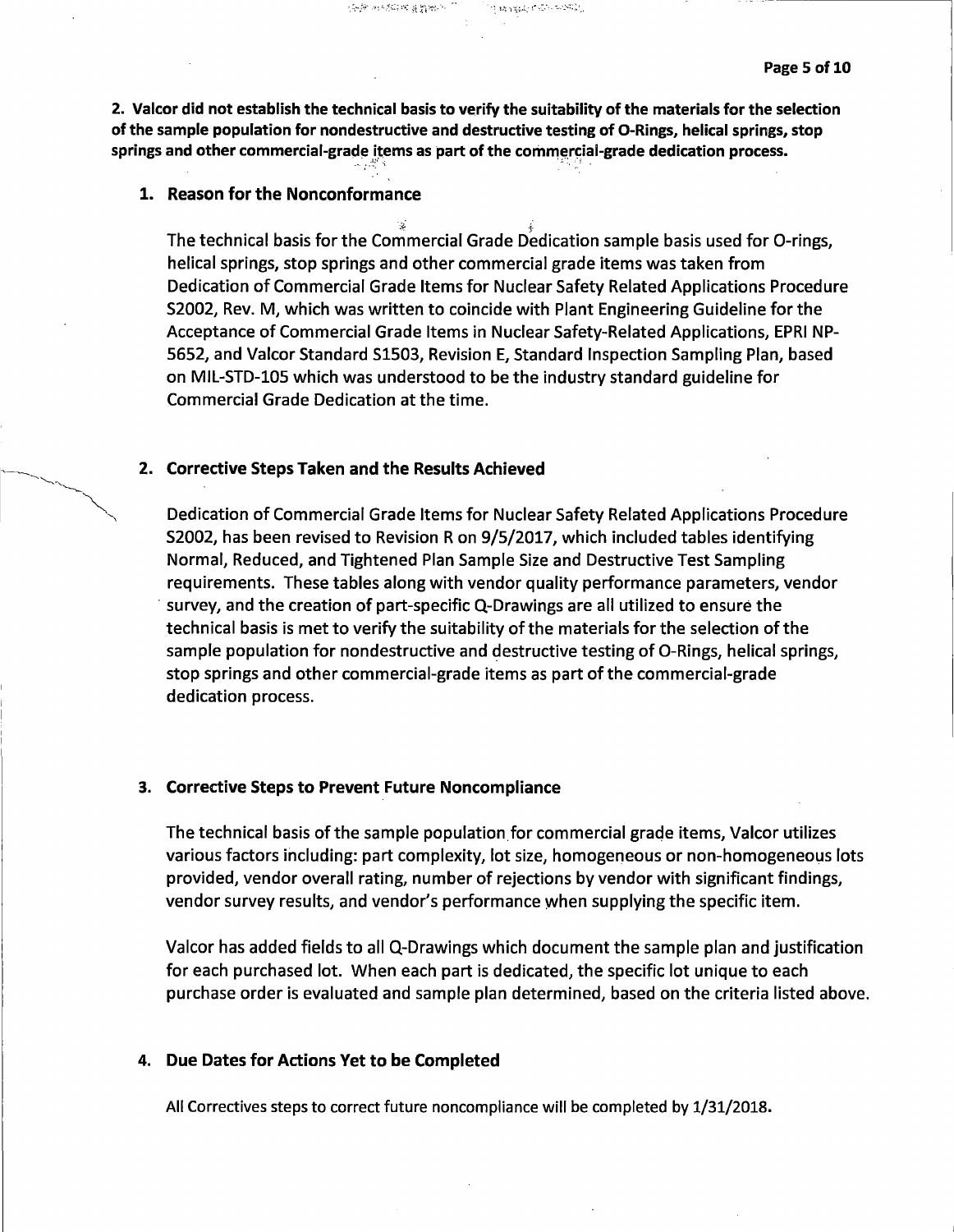**2. Valcor did not establish the technical basis to verify the suitability of the materials for the selection of the sample population for nondestructive and destructive testing of O-Rings, helical springs, stop springs and other commercial-grade items as part of the commercial-grade dedication process.**

### 1. Reason for the Nonconformance

The technical basis for the Commercial Grade Dedication sample basis used for O-rings, helical springs, stop springs and other commercial grade items was taken from Dedication of Commercial Grade Items for Nuclear Safety Related Applications Procedure S2002, Rev. M, which was written to coincide with Plant Engineering Guideline for the Acceptance of Commercial Grade Items in Nuclear Safety-Related Applications, EPRI NP-5652, and Valcor Standard S1503, Revision E, Standard Inspection Sampling Plan, based on MIL-STD-105 which was understood to be the industry standard guideline for Commercial Grade Dedication at the time.

### 2. Corrective Steps Taken and the Results Achieved

Dedication of Commercial Grade Items for Nuclear Safety Related Applications Procedure S2002, has been revised to Revision R on 9/5/2017, which included tables identifying Normal, Reduced, and Tightened Plan Sample Size and Destructive Test Sampling requirements. These tables along with vendor quality performance parameters, vendor survey, and the creation of part-specific Q-Drawings are all utilized to ensure the technical basis is met to verify the suitability of the materials for the selection of the sample population for nondestructive and destructive testing of O-Rings, helical springs, stop springs and other commercial-grade items as part of the commercial-grade dedication process.

### 3. Corrective Steps to Prevent Future Noncompliance

The technical basis of the sample population for commercial grade items, Valcor utilizes various factors including: part complexity, lot size, homogeneous or non-homogeneous lots provided, vendor overall rating, number of rejections by vendor with significant findings, vendor survey results, and vendor's performance when supplying the specific item.

Valcor has added fields to all Q-Drawings which document the sample plan and justification for each purchased lot. When each part is dedicated, the specific lot unique to each purchase order is evaluated and sample plan determined, based on the criteria listed above.

### 4. Due Dates for Actions Yet to be Completed

All Correctives steps to correct future noncompliance will be completed by 1/31/2018.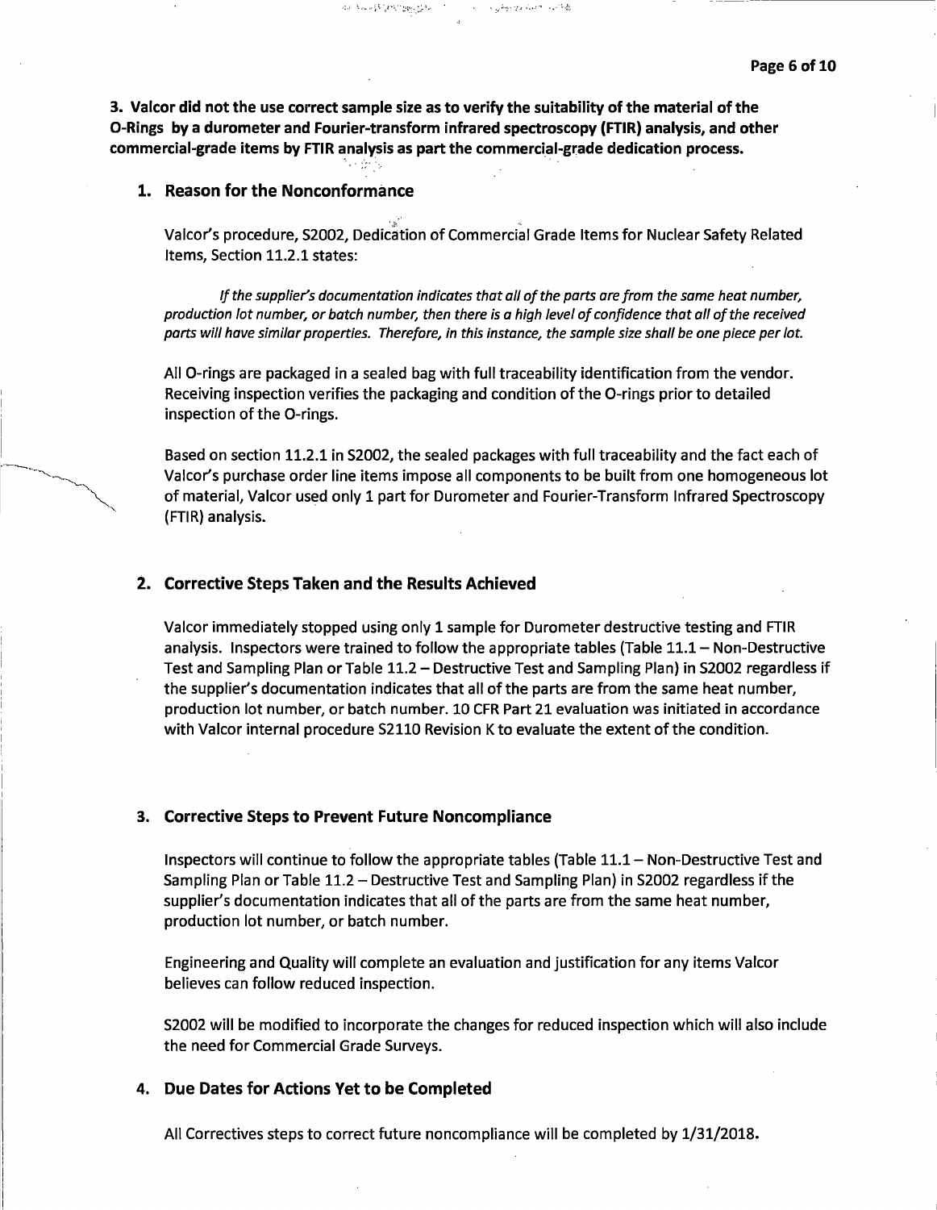**3. Valcor did not the use correct sample size as to verify the suitability of the material of the O-Rings by a durometer and Fourier-transform infrared spectroscopy (FTIR) analysis, and other commercial-grade items by FTIR analysis as part the commercial-grade dedication process.**

## 1. Reason for the Nonconformance

Valcor's procedure, S2002, Dedication of Commercial Grade Items for Nuclear Safety Related Items, Section 11.2.1 states:

> *If the supplier's documentation indicates that all of the parts are from the same heat number, production lot number, or batch number, then there is a high level of confidence that all of the received parts will have similar properties. Therefore, in this instance, the sample size shall be one piece per lot.*

All O-rings are packaged in a sealed bag with full traceability identification from the vendor. Receiving inspection verifies the packaging and condition of the O-rings prior to detailed inspection of the O-rings.

Based on section 11.2.1 in S2002, the sealed packages with full traceability and the fact each of Valcor's purchase order line items impose all components to be built from one homogeneous lot of material, Valcor used only 1 part for Durometer and Fourier-Transform Infrared Spectroscopy (FTIR) analysis.

## 2. Corrective Steps Taken and the Results Achieved

Valcor immediately stopped using only 1 sample for Durometer destructive testing and FTIR analysis. Inspectors were trained to follow the appropriate tables (Table 11.1 – Non-Destructive Test and Sampling Plan or Table 11.2 – Destructive Test and Sampling Plan) in S2002 regardless if the supplier's documentation indicates that all of the parts are from the same heat number, production lot number, or batch number. 10 CFR Part 21 evaluation was initiated in accordance with Valcor internal procedure S2110 Revision K to evaluate the extent of the condition.

## 3. Corrective Steps to Prevent Future Noncompliance

Inspectors will continue to follow the appropriate tables (Table 11.1 – Non-Destructive Test and Sampling Plan or Table 11.2 – Destructive Test and Sampling Plan) in S2002 regardless if the supplier's documentation indicates that all of the parts are from the same heat number, production lot number, or batch number.

Engineering and Quality will complete an evaluation and justification for any items Valcor believes can follow reduced inspection.

S2002 will be modified to incorporate the changes for reduced inspection which will also include the need for Commercial Grade Surveys.

## 4. Due Dates for Actions Yet to be Completed

All Correctives steps to correct future noncompliance will be completed by 1/31/2018.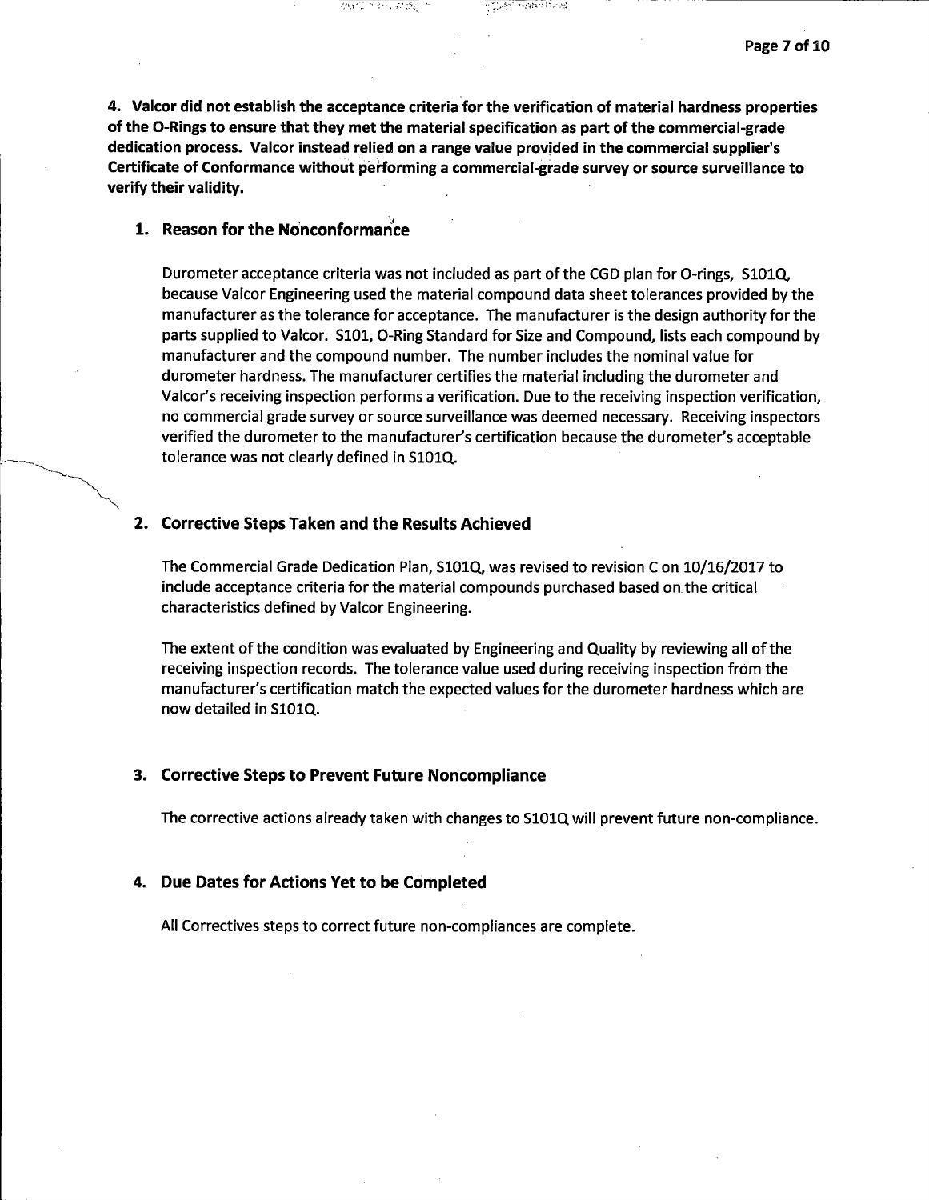**4. Valcor did not establish the acceptance criteria for the verification of material hardness properties of the O-Rings to ensure that they met the material specification as part of the commercial-grade dedication process. Valcor instead relied on a range value provided in the commercial supplier's Certificate of Conformance without performing a commercial-grade survey or source surveillance to verify their validity.**

## 1. Reason for the Nonconformance

Durometer acceptance criteria was not included as part of the CGD plan for O-rings, S101Q, because Valcor Engineering used the material compound data sheet tolerances provided by the manufacturer as the tolerance for acceptance. The manufacturer is the design authority for the parts supplied to Valcor. S101, O-Ring Standard for Size and Compound, lists each compound by manufacturer and the compound number. The number includes the nominal value for durometer hardness. The manufacturer certifies the material including the durometer and Valcor's receiving inspection performs a verification. Due to the receiving inspection verification, no commercial grade survey or source surveillance was deemed necessary. Receiving inspectors verified the durometer to the manufacturer's certification because the durometer's acceptable tolerance was not clearly defined in S101Q.

## 2. Corrective Steps Taken and the Results Achieved

The Commercial Grade Dedication Plan, S101Q, was revised to revision C on 10/16/2017 to include acceptance criteria for the material compounds purchased based on the critical characteristics defined by Valcor Engineering.

The extent of the condition was evaluated by Engineering and Quality by reviewing all of the receiving inspection records. The tolerance value used during receiving inspection from the manufacturer's certification match the expected values for the durometer hardness which are now detailed in S101Q.

## 3. Corrective Steps to Prevent Future Noncompliance

The corrective actions already taken with changes to S101Q will prevent future non-compliance.

## 4. Due Dates for Actions Yet to be Completed

All Correctives steps to correct future non-compliances are complete.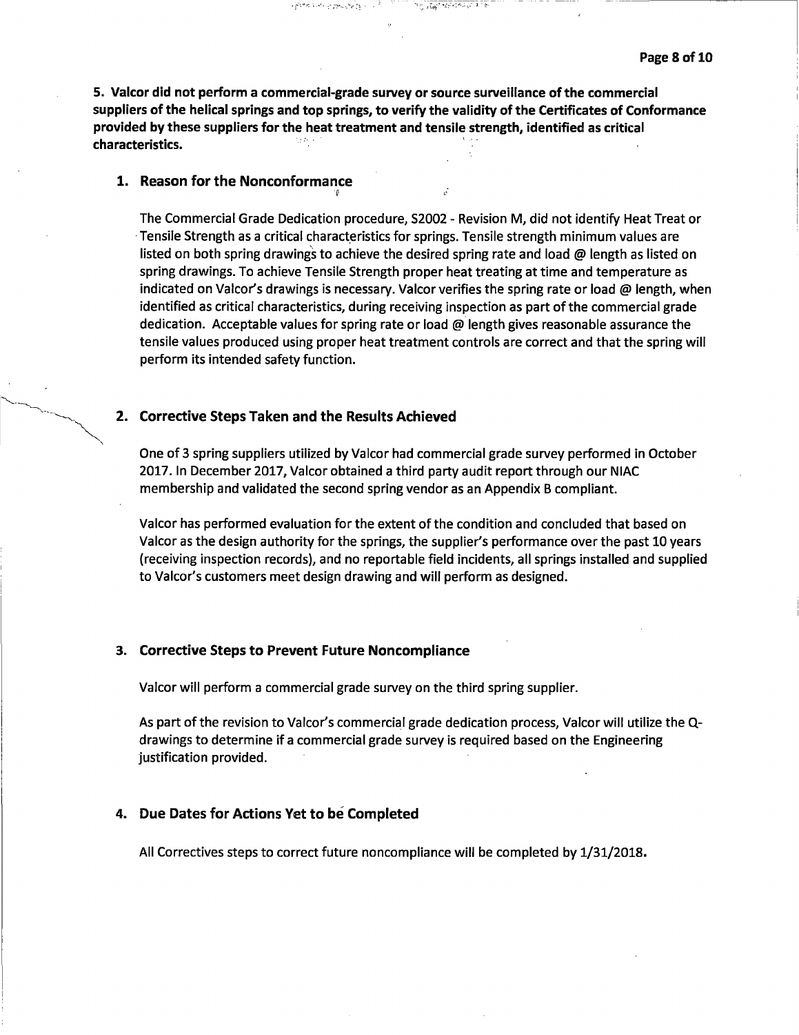**5. Valcor did not perform a commercial-grade survey or source surveillance of the commercial suppliers of the helical springs and top springs, to verify the validity of the Certificates of Conformance provided by these suppliers for the heat treatment and tensile strength, identified as critical characteristics.**

### 1. Reason for the Nonconformance

The Commercial Grade Dedication procedure, S2002 - Revision M, did not identify Heat Treat or Tensile Strength as a critical characteristics for springs. Tensile strength minimum values are listed on both spring drawings to achieve the desired spring rate and load @ length as listed on spring drawings. To achieve Tensile Strength proper heat treating at time and temperature as indicated on Valcor's drawings is necessary. Valcor verifies the spring rate or load @ length, when identified as critical characteristics, during receiving inspection as part of the commercial grade dedication. Acceptable values for spring rate or load @ length gives reasonable assurance the tensile values produced using proper heat treatment controls are correct and that the spring will perform its intended safety function.

### 2. Corrective Steps Taken and the Results Achieved

One of 3 spring suppliers utilized by Valcor had commercial grade survey performed in October 2017. In December 2017, Valcor obtained a third party audit report through our NIAC membership and validated the second spring vendor as an Appendix B compliant.

Valcor has performed evaluation for the extent of the condition and concluded that based on Valcor as the design authority for the springs, the supplier's performance over the past 10 years (receiving inspection records), and no reportable field incidents, all springs installed and supplied to Valcor's customers meet design drawing and will perform as designed.

### 3. Corrective Steps to Prevent Future Noncompliance

Valcor will perform a commercial grade survey on the third spring supplier.

As part of the revision to Valcor's commercial grade dedication process, Valcor will utilize the Q-drawings to determine if a commercial grade survey is required based on the Engineering justification provided.

### 4. Due Dates for Actions Yet to be Completed

All Correctives steps to correct future noncompliance will be completed by 1/31/2018.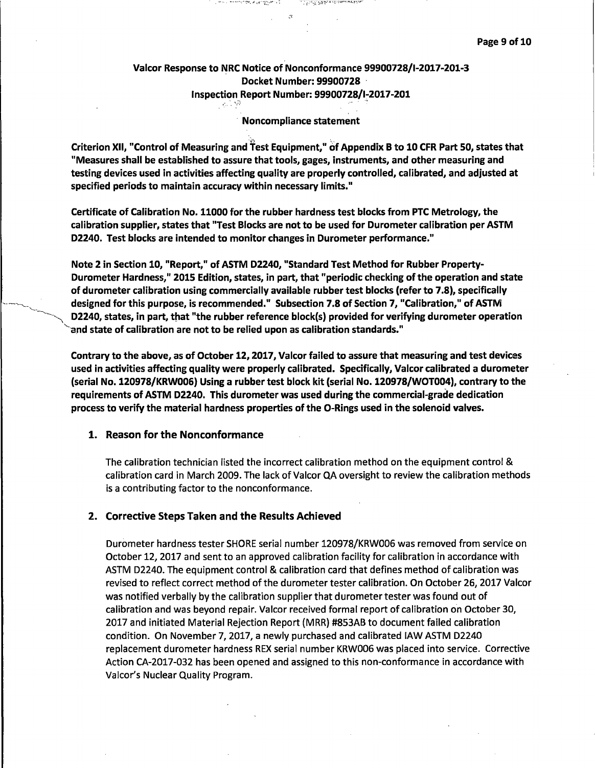**Valcor Response to NRC Notice of Nonconformance 99900728/I-2017-201-3**
**Docket Number: 99900728**
**Inspection Report Number: 99900728/I-2017-201**

**Noncompliance statement**

**Criterion XII, "Control of Measuring and Test Equipment," of Appendix B to 10 CFR Part 50, states that "Measures shall be established to assure that tools, gages, instruments, and other measuring and testing devices used in activities affecting quality are properly controlled, calibrated, and adjusted at specified periods to maintain accuracy within necessary limits."**

**Certificate of Calibration No. 11000 for the rubber hardness test blocks from PTC Metrology, the calibration supplier, states that "Test Blocks are not to be used for Durometer calibration per ASTM D2240. Test blocks are intended to monitor changes in Durometer performance."**

**Note 2 in Section 10, "Report," of ASTM D2240, "Standard Test Method for Rubber Property-Durometer Hardness," 2015 Edition, states, in part, that "periodic checking of the operation and state of durometer calibration using commercially available rubber test blocks (refer to 7.8), specifically designed for this purpose, is recommended." Subsection 7.8 of Section 7, "Calibration," of ASTM D2240, states, in part, that "the rubber reference block(s) provided for verifying durometer operation and state of calibration are not to be relied upon as calibration standards."**

**Contrary to the above, as of October 12, 2017, Valcor failed to assure that measuring and test devices used in activities affecting quality were properly calibrated. Specifically, Valcor calibrated a durometer (serial No. 120978/KRW006) Using a rubber test block kit (serial No. 120978/WOT004), contrary to the requirements of ASTM D2240. This durometer was used during the commercial-grade dedication process to verify the material hardness properties of the O-Rings used in the solenoid valves.**

## 1. Reason for the Nonconformance

The calibration technician listed the incorrect calibration method on the equipment control & calibration card in March 2009. The lack of Valcor QA oversight to review the calibration methods is a contributing factor to the nonconformance.

## 2. Corrective Steps Taken and the Results Achieved

Durometer hardness tester SHORE serial number 120978/KRW006 was removed from service on October 12, 2017 and sent to an approved calibration facility for calibration in accordance with ASTM D2240. The equipment control & calibration card that defines method of calibration was revised to reflect correct method of the durometer tester calibration. On October 26, 2017 Valcor was notified verbally by the calibration supplier that durometer tester was found out of calibration and was beyond repair. Valcor received formal report of calibration on October 30, 2017 and initiated Material Rejection Report (MRR) #853AB to document failed calibration condition. On November 7, 2017, a newly purchased and calibrated IAW ASTM D2240 replacement durometer hardness REX serial number KRW006 was placed into service. Corrective Action CA-2017-032 has been opened and assigned to this non-conformance in accordance with Valcor's Nuclear Quality Program.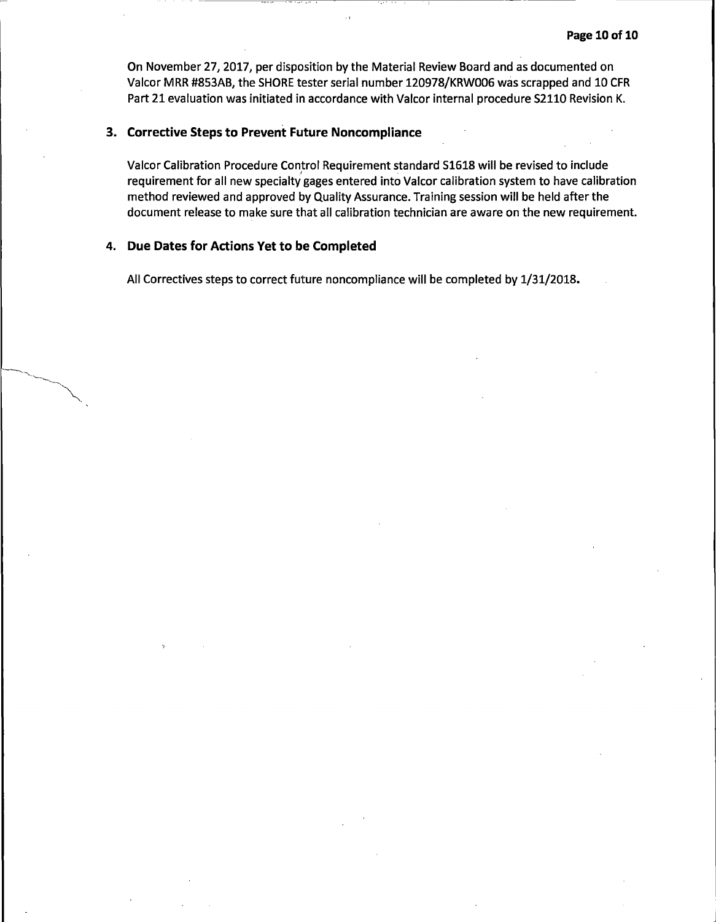On November 27, 2017, per disposition by the Material Review Board and as documented on Valcor MRR #853AB, the SHORE tester serial number 120978/KRW006 was scrapped and 10 CFR Part 21 evaluation was initiated in accordance with Valcor internal procedure S2110 Revision K.

### 3. Corrective Steps to Prevent Future Noncompliance

Valcor Calibration Procedure Control Requirement standard S1618 will be revised to include requirement for all new specialty gages entered into Valcor calibration system to have calibration method reviewed and approved by Quality Assurance. Training session will be held after the document release to make sure that all calibration technician are aware on the new requirement.

### 4. Due Dates for Actions Yet to be Completed

All Correctives steps to correct future noncompliance will be completed by 1/31/2018.